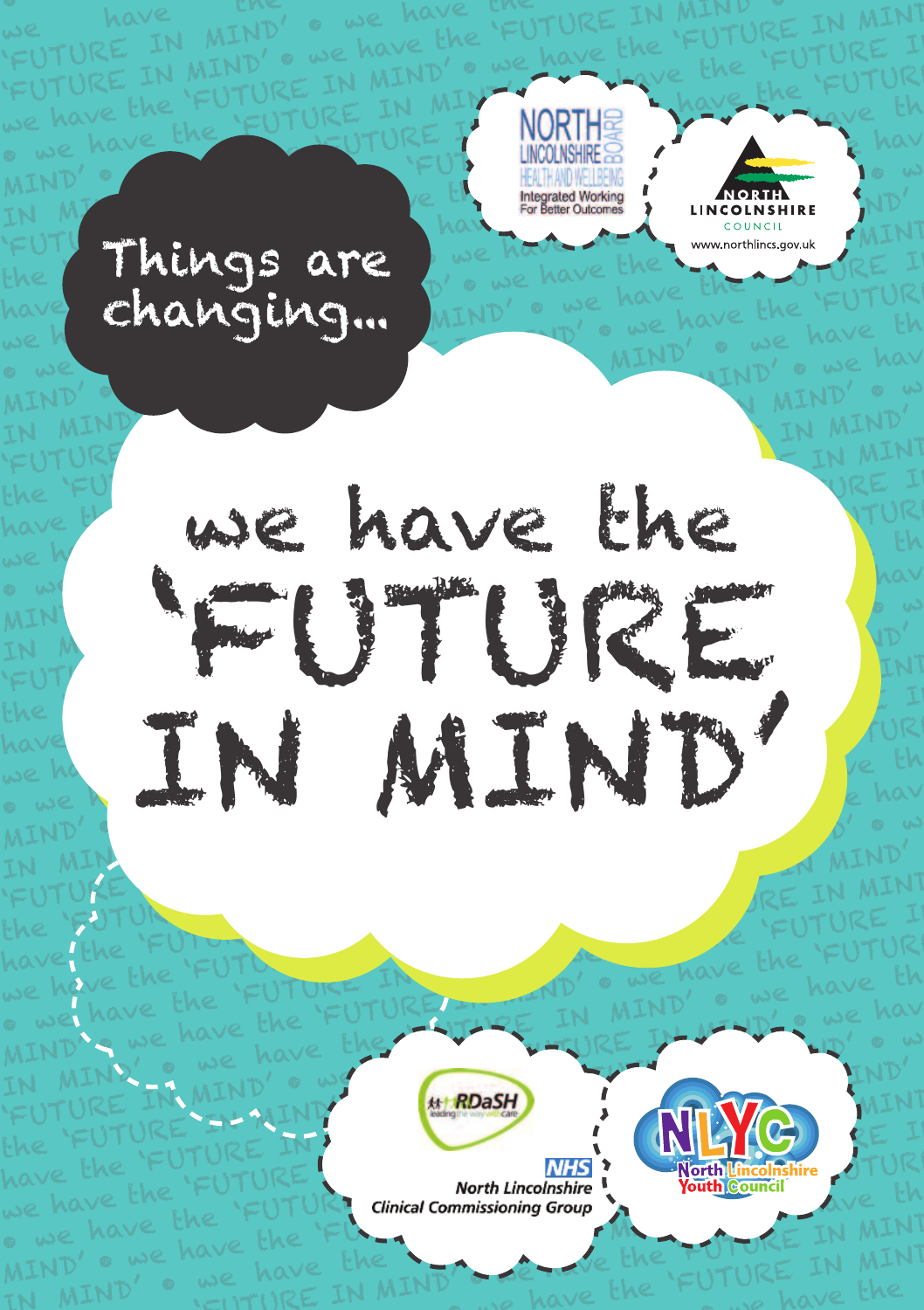Things are changing...

# we have the 'FUTURE IN MIND'

NORTH LINCOLNSHIRE BOARD
HEALTH AND WELLBEING
Integrated Working For Better Outcomes

NORTH LINCOLNSHIRE COUNCIL
www.northlincs.gov.uk

RDaSH
leading the way with care

NHS
North Lincolnshire
Clinical Commissioning Group

NLYC
North Lincolnshire Youth Council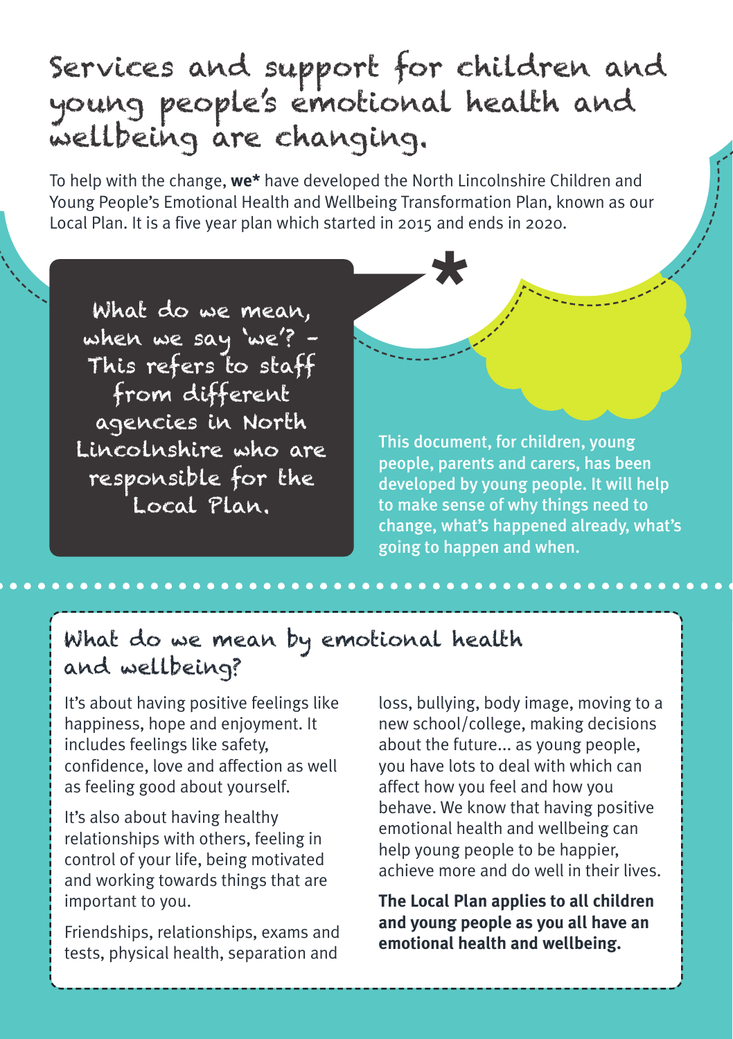# Services and support for children and young people's emotional health and wellbeing are changing.

To help with the change, **we*** have developed the North Lincolnshire Children and Young People's Emotional Health and Wellbeing Transformation Plan, known as our Local Plan. It is a five year plan which started in 2015 and ends in 2020.

*

What do we mean, when we say 'we'? – This refers to staff from different agencies in North Lincolnshire who are responsible for the Local Plan.

This document, for children, young people, parents and carers, has been developed by young people. It will help to make sense of why things need to change, what's happened already, what's going to happen and when.

## What do we mean by emotional health and wellbeing?

It's about having positive feelings like happiness, hope and enjoyment. It includes feelings like safety, confidence, love and affection as well as feeling good about yourself.

It's also about having healthy relationships with others, feeling in control of your life, being motivated and working towards things that are important to you.

Friendships, relationships, exams and tests, physical health, separation and loss, bullying, body image, moving to a new school/college, making decisions about the future... as young people, you have lots to deal with which can affect how you feel and how you behave. We know that having positive emotional health and wellbeing can help young people to be happier, achieve more and do well in their lives.

**The Local Plan applies to all children and young people as you all have an emotional health and wellbeing.**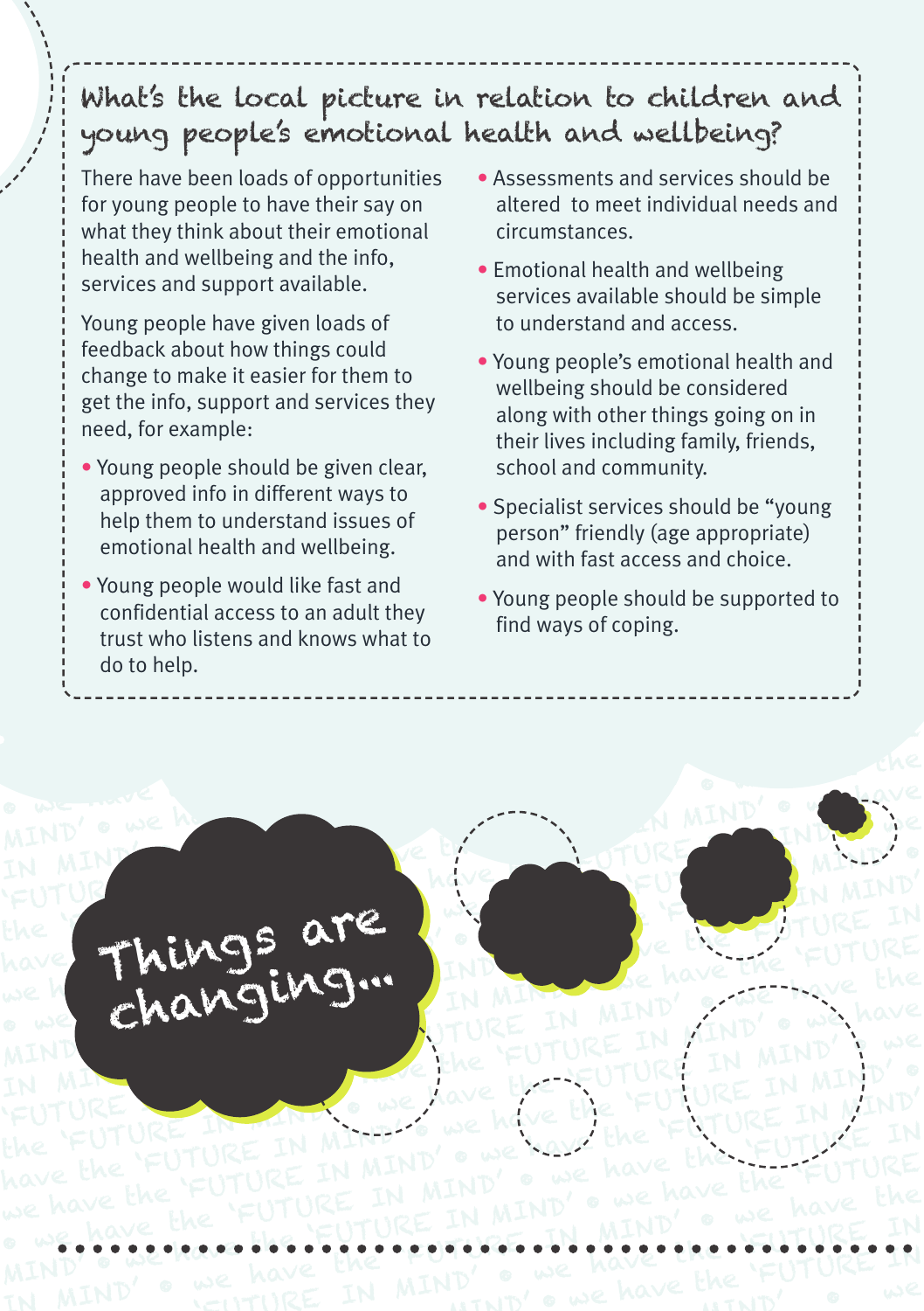## What's the local picture in relation to children and young people's emotional health and wellbeing?

There have been loads of opportunities for young people to have their say on what they think about their emotional health and wellbeing and the info, services and support available.

Young people have given loads of feedback about how things could change to make it easier for them to get the info, support and services they need, for example:

- Young people should be given clear, approved info in different ways to help them to understand issues of emotional health and wellbeing.
- Young people would like fast and confidential access to an adult they trust who listens and knows what to do to help.
- Assessments and services should be altered to meet individual needs and circumstances.
- Emotional health and wellbeing services available should be simple to understand and access.
- Young people's emotional health and wellbeing should be considered along with other things going on in their lives including family, friends, school and community.
- Specialist services should be "young person" friendly (age appropriate) and with fast access and choice.
- Young people should be supported to find ways of coping.

## Things are changing...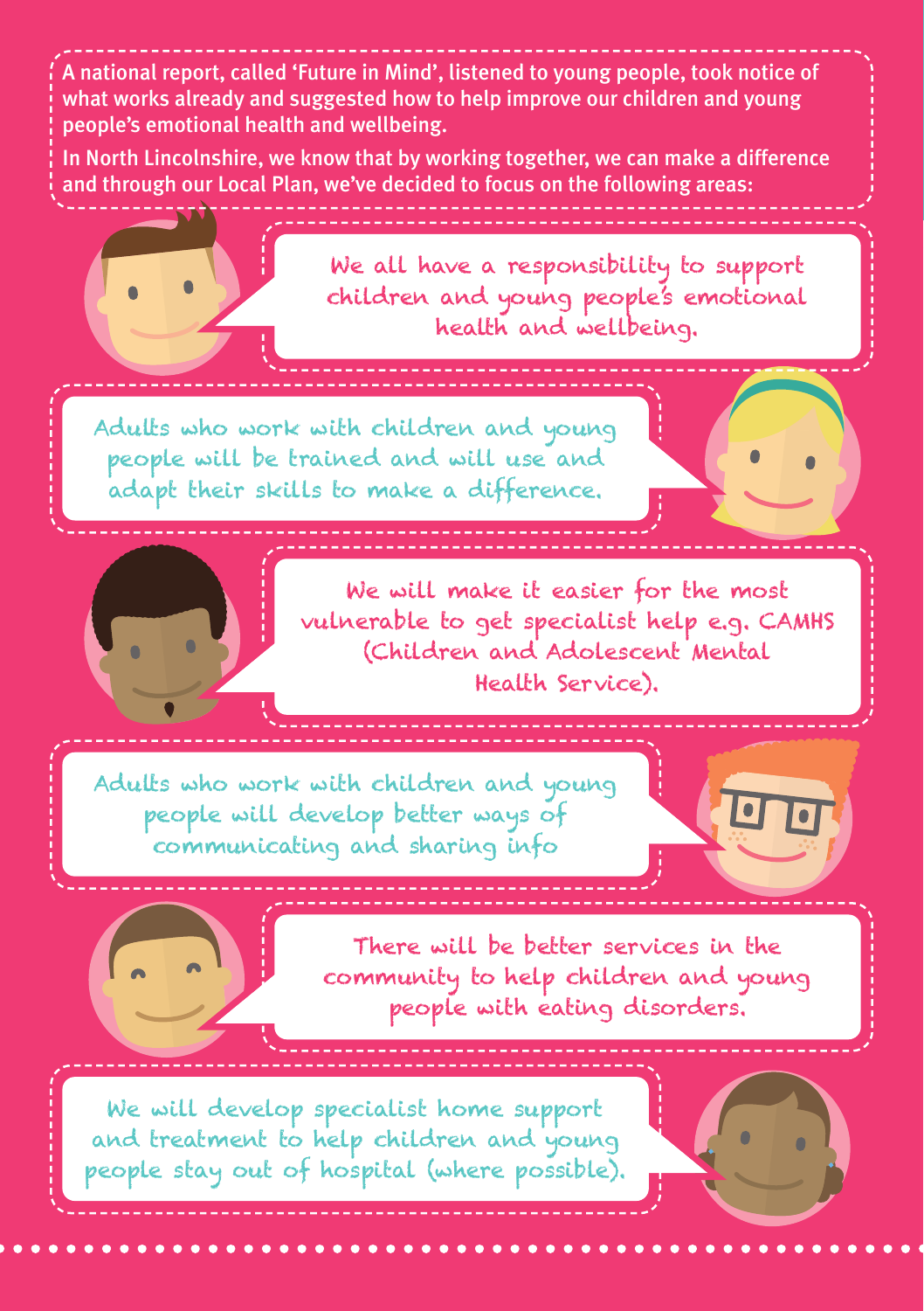A national report, called 'Future in Mind', listened to young people, took notice of what works already and suggested how to help improve our children and young people's emotional health and wellbeing.

In North Lincolnshire, we know that by working together, we can make a difference and through our Local Plan, we've decided to focus on the following areas:

We all have a responsibility to support children and young people's emotional health and wellbeing.

Adults who work with children and young people will be trained and will use and adapt their skills to make a difference.

We will make it easier for the most vulnerable to get specialist help e.g. CAMHS (Children and Adolescent Mental Health Service).

Adults who work with children and young people will develop better ways of communicating and sharing info

There will be better services in the community to help children and young people with eating disorders.

We will develop specialist home support and treatment to help children and young people stay out of hospital (where possible).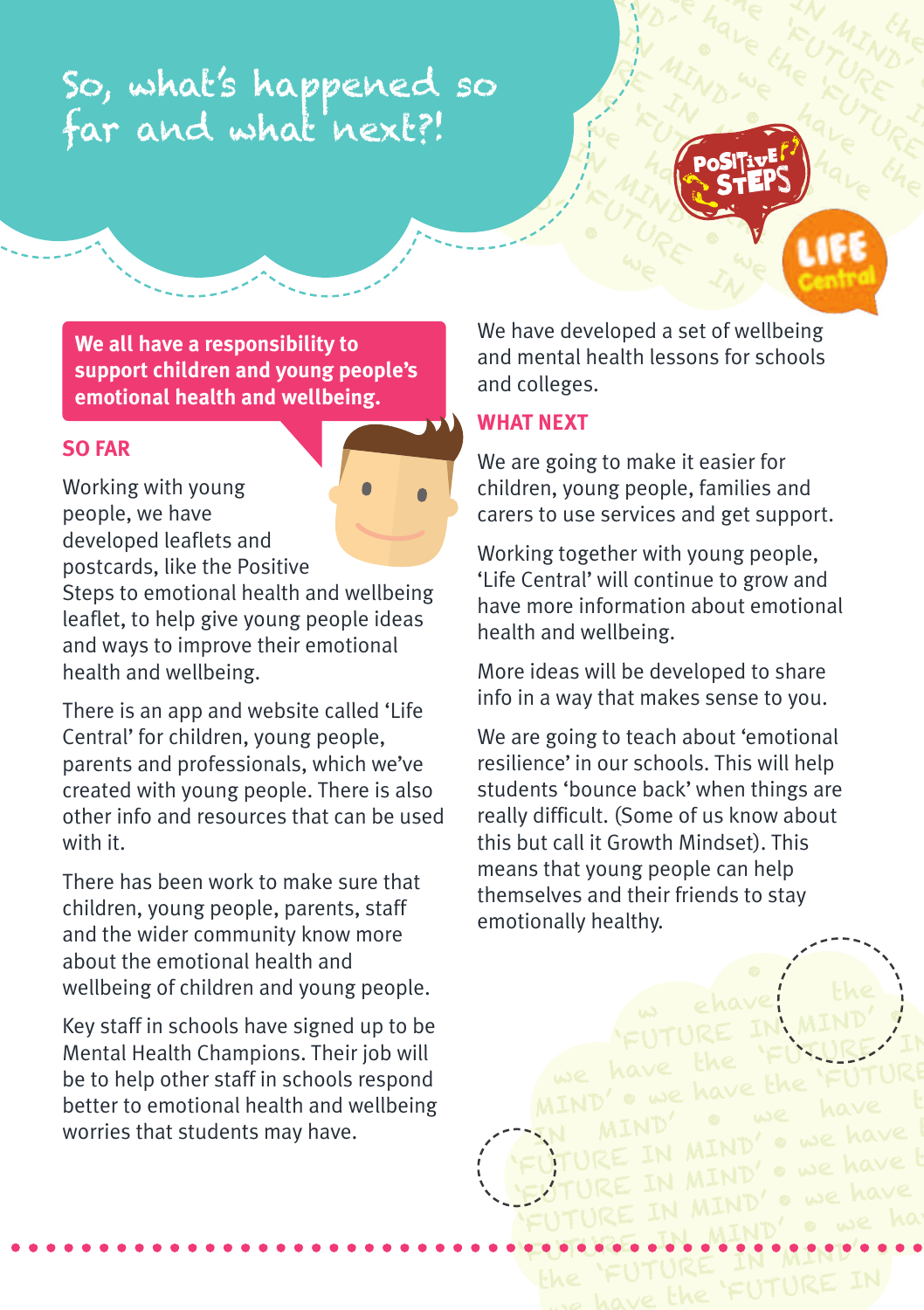# So, what's happened so far and what next?!

**We all have a responsibility to support children and young people's emotional health and wellbeing.**

## SO FAR

Working with young people, we have developed leaflets and postcards, like the Positive Steps to emotional health and wellbeing leaflet, to help give young people ideas and ways to improve their emotional health and wellbeing.

There is an app and website called 'Life Central' for children, young people, parents and professionals, which we've created with young people. There is also other info and resources that can be used with it.

There has been work to make sure that children, young people, parents, staff and the wider community know more about the emotional health and wellbeing of children and young people.

Key staff in schools have signed up to be Mental Health Champions. Their job will be to help other staff in schools respond better to emotional health and wellbeing worries that students may have.

We have developed a set of wellbeing and mental health lessons for schools and colleges.

## WHAT NEXT

We are going to make it easier for children, young people, families and carers to use services and get support.

Working together with young people, 'Life Central' will continue to grow and have more information about emotional health and wellbeing.

More ideas will be developed to share info in a way that makes sense to you.

We are going to teach about 'emotional resilience' in our schools. This will help students 'bounce back' when things are really difficult. (Some of us know about this but call it Growth Mindset). This means that young people can help themselves and their friends to stay emotionally healthy.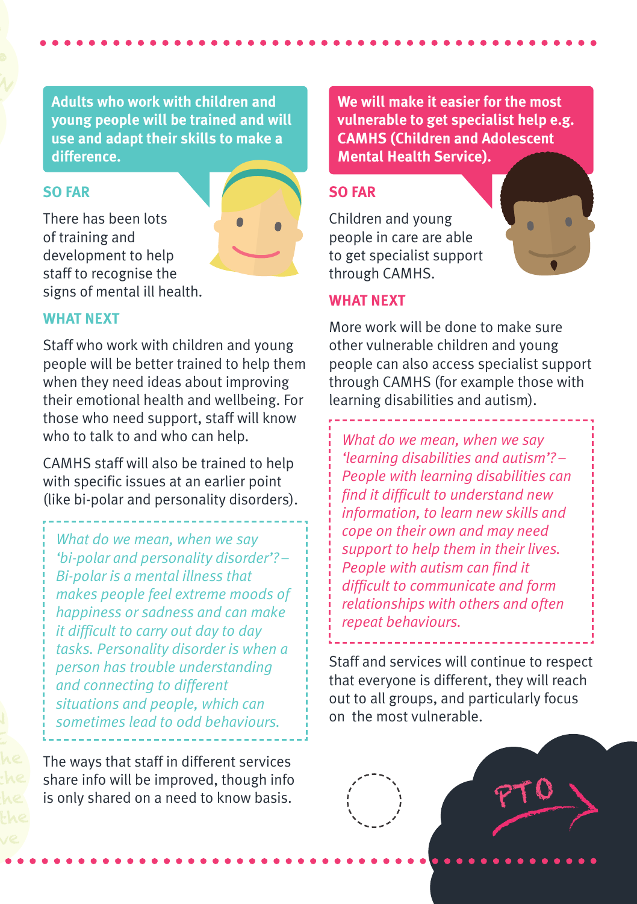**Adults who work with children and young people will be trained and will use and adapt their skills to make a difference.**

### SO FAR

There has been lots of training and development to help staff to recognise the signs of mental ill health.

### WHAT NEXT

Staff who work with children and young people will be better trained to help them when they need ideas about improving their emotional health and wellbeing. For those who need support, staff will know who to talk to and who can help.

CAMHS staff will also be trained to help with specific issues at an earlier point (like bi-polar and personality disorders).

*What do we mean, when we say 'bi-polar and personality disorder'? – Bi-polar is a mental illness that makes people feel extreme moods of happiness or sadness and can make it difficult to carry out day to day tasks. Personality disorder is when a person has trouble understanding and connecting to different situations and people, which can sometimes lead to odd behaviours.*

The ways that staff in different services share info will be improved, though info is only shared on a need to know basis.

**We will make it easier for the most vulnerable to get specialist help e.g. CAMHS (Children and Adolescent Mental Health Service).**

### SO FAR

Children and young people in care are able to get specialist support through CAMHS.

### WHAT NEXT

More work will be done to make sure other vulnerable children and young people can also access specialist support through CAMHS (for example those with learning disabilities and autism).

*What do we mean, when we say 'learning disabilities and autism'? – People with learning disabilities can find it difficult to understand new information, to learn new skills and cope on their own and may need support to help them in their lives. People with autism can find it difficult to communicate and form relationships with others and often repeat behaviours.*

Staff and services will continue to respect that everyone is different, they will reach out to all groups, and particularly focus on the most vulnerable.

PTO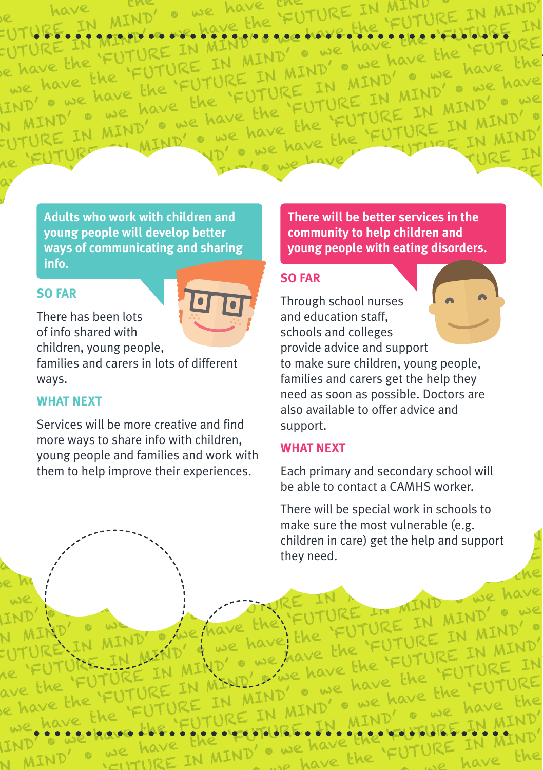## Adults who work with children and young people will develop better ways of communicating and sharing info.

### SO FAR

There has been lots of info shared with children, young people, families and carers in lots of different ways.

### WHAT NEXT

Services will be more creative and find more ways to share info with children, young people and families and work with them to help improve their experiences.

## There will be better services in the community to help children and young people with eating disorders.

### SO FAR

Through school nurses and education staff, schools and colleges provide advice and support to make sure children, young people, families and carers get the help they need as soon as possible. Doctors are also available to offer advice and support.

### WHAT NEXT

Each primary and secondary school will be able to contact a CAMHS worker.

There will be special work in schools to make sure the most vulnerable (e.g. children in care) get the help and support they need.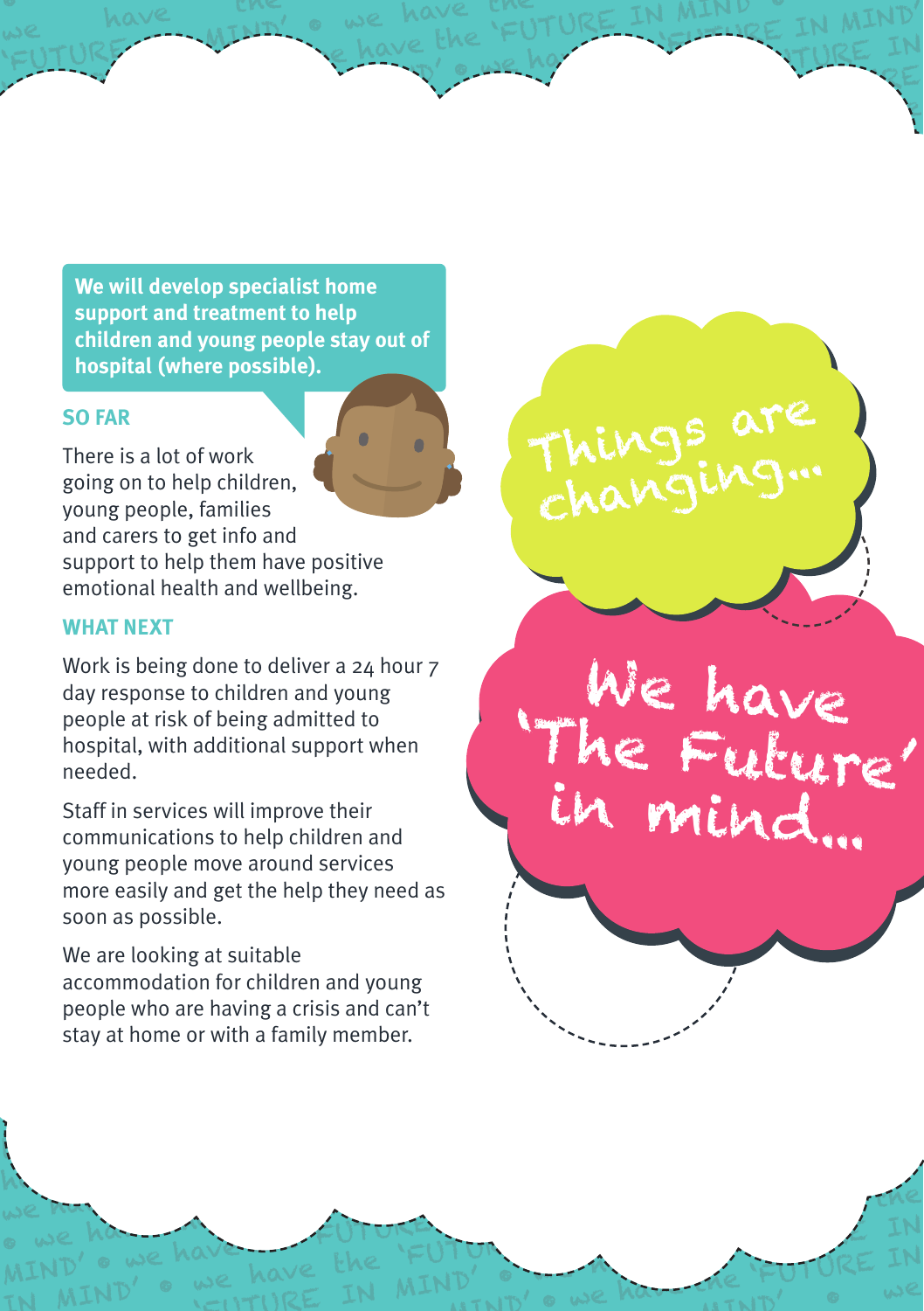**We will develop specialist home support and treatment to help children and young people stay out of hospital (where possible).**

### SO FAR

There is a lot of work going on to help children, young people, families and carers to get info and support to help them have positive emotional health and wellbeing.

### WHAT NEXT

Work is being done to deliver a 24 hour 7 day response to children and young people at risk of being admitted to hospital, with additional support when needed.

Staff in services will improve their communications to help children and young people move around services more easily and get the help they need as soon as possible.

We are looking at suitable accommodation for children and young people who are having a crisis and can't stay at home or with a family member.

Things are changing...

We have 'The Future' in mind...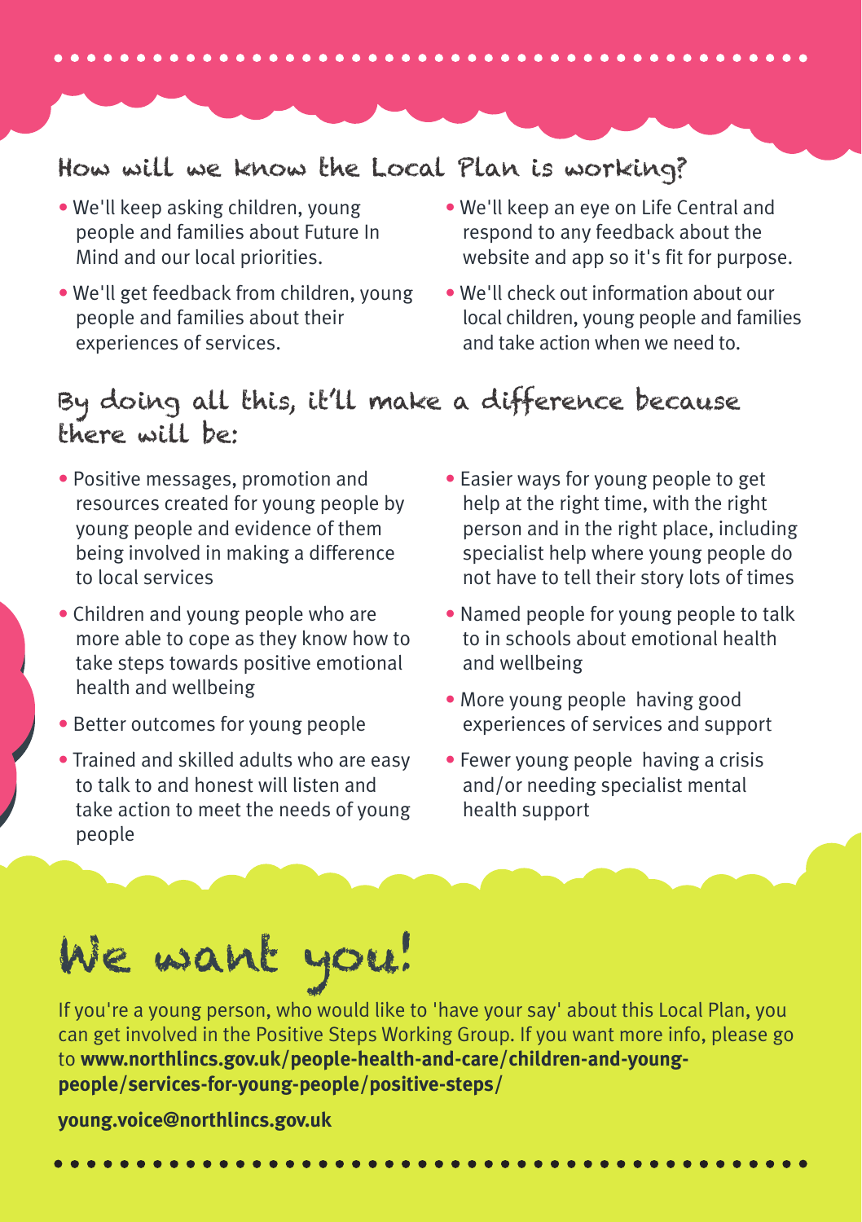## How will we know the Local Plan is working?

- We'll keep asking children, young people and families about Future In Mind and our local priorities.
- We'll get feedback from children, young people and families about their experiences of services.
- We'll keep an eye on Life Central and respond to any feedback about the website and app so it's fit for purpose.
- We'll check out information about our local children, young people and families and take action when we need to.

## By doing all this, it'll make a difference because there will be:

- Positive messages, promotion and resources created for young people by young people and evidence of them being involved in making a difference to local services
- Children and young people who are more able to cope as they know how to take steps towards positive emotional health and wellbeing
- Better outcomes for young people
- Trained and skilled adults who are easy to talk to and honest will listen and take action to meet the needs of young people
- Easier ways for young people to get help at the right time, with the right person and in the right place, including specialist help where young people do not have to tell their story lots of times
- Named people for young people to talk to in schools about emotional health and wellbeing
- More young people having good experiences of services and support
- Fewer young people having a crisis and/or needing specialist mental health support

# We want you!

If you're a young person, who would like to 'have your say' about this Local Plan, you can get involved in the Positive Steps Working Group. If you want more info, please go to **www.northlincs.gov.uk/people-health-and-care/children-and-young-people/services-for-young-people/positive-steps/**

**young.voice@northlincs.gov.uk**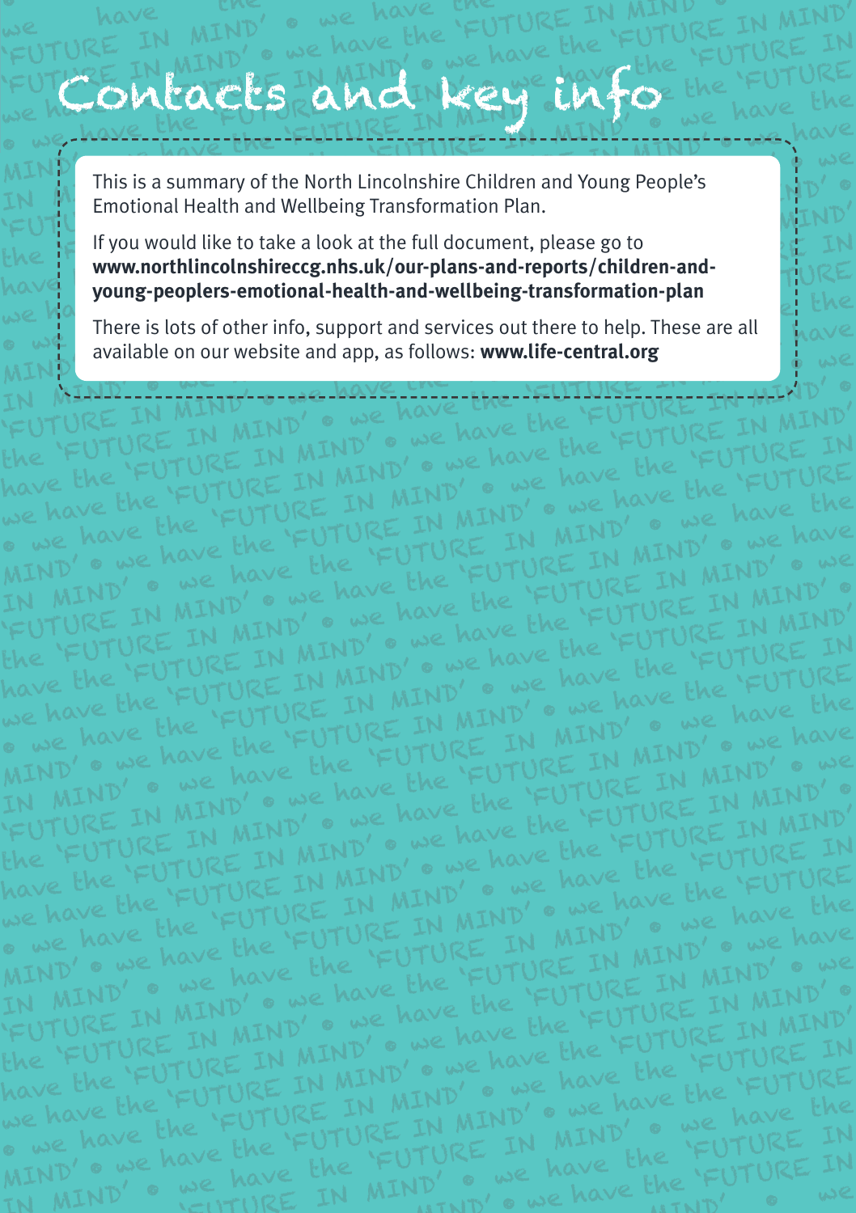# Contacts and key info

This is a summary of the North Lincolnshire Children and Young People's Emotional Health and Wellbeing Transformation Plan.

If you would like to take a look at the full document, please go to **www.northlincolnshireccg.nhs.uk/our-plans-and-reports/children-and-young-peoplers-emotional-health-and-wellbeing-transformation-plan**

There is lots of other info, support and services out there to help. These are all available on our website and app, as follows: **www.life-central.org**